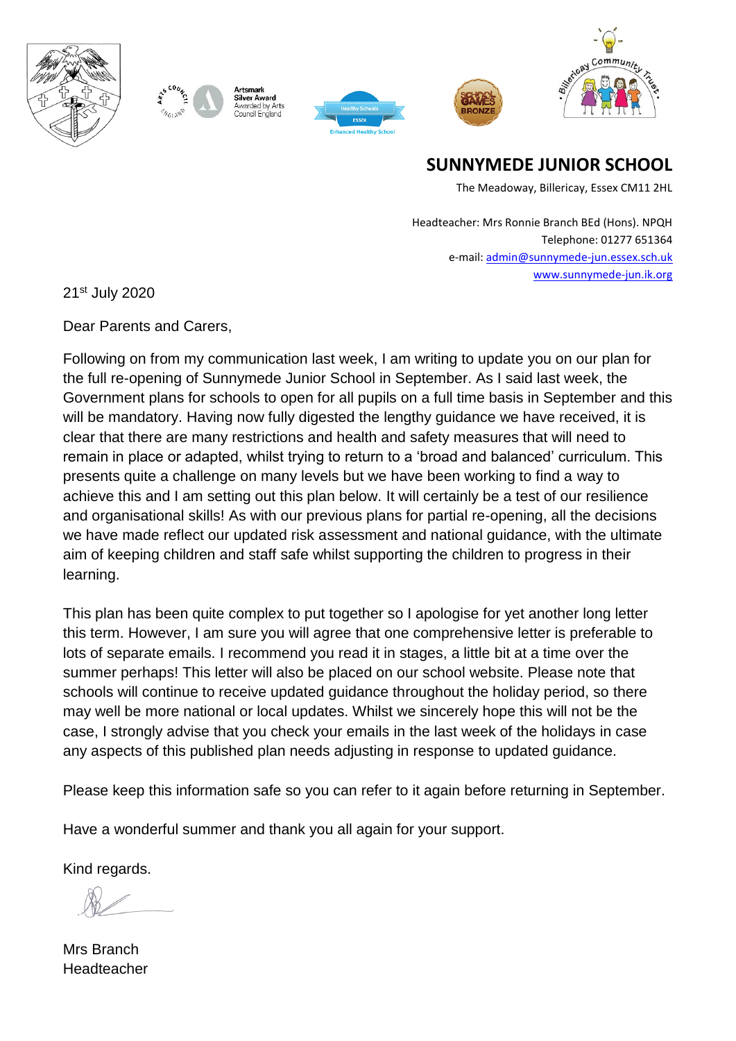Artsmark Silver Award
Awarded by Arts Council England

# SUNNYMEDE JUNIOR SCHOOL

The Meadoway, Billericay, Essex CM11 2HL

Headteacher: Mrs Ronnie Branch BEd (Hons). NPQH
Telephone: 01277 651364
e-mail: admin@sunnymede-jun.essex.sch.uk
www.sunnymede-jun.ik.org

21st July 2020

Dear Parents and Carers,

Following on from my communication last week, I am writing to update you on our plan for the full re-opening of Sunnymede Junior School in September. As I said last week, the Government plans for schools to open for all pupils on a full time basis in September and this will be mandatory. Having now fully digested the lengthy guidance we have received, it is clear that there are many restrictions and health and safety measures that will need to remain in place or adapted, whilst trying to return to a 'broad and balanced' curriculum. This presents quite a challenge on many levels but we have been working to find a way to achieve this and I am setting out this plan below. It will certainly be a test of our resilience and organisational skills! As with our previous plans for partial re-opening, all the decisions we have made reflect our updated risk assessment and national guidance, with the ultimate aim of keeping children and staff safe whilst supporting the children to progress in their learning.

This plan has been quite complex to put together so I apologise for yet another long letter this term. However, I am sure you will agree that one comprehensive letter is preferable to lots of separate emails. I recommend you read it in stages, a little bit at a time over the summer perhaps! This letter will also be placed on our school website. Please note that schools will continue to receive updated guidance throughout the holiday period, so there may well be more national or local updates. Whilst we sincerely hope this will not be the case, I strongly advise that you check your emails in the last week of the holidays in case any aspects of this published plan needs adjusting in response to updated guidance.

Please keep this information safe so you can refer to it again before returning in September.

Have a wonderful summer and thank you all again for your support.

Kind regards.

Mrs Branch
Headteacher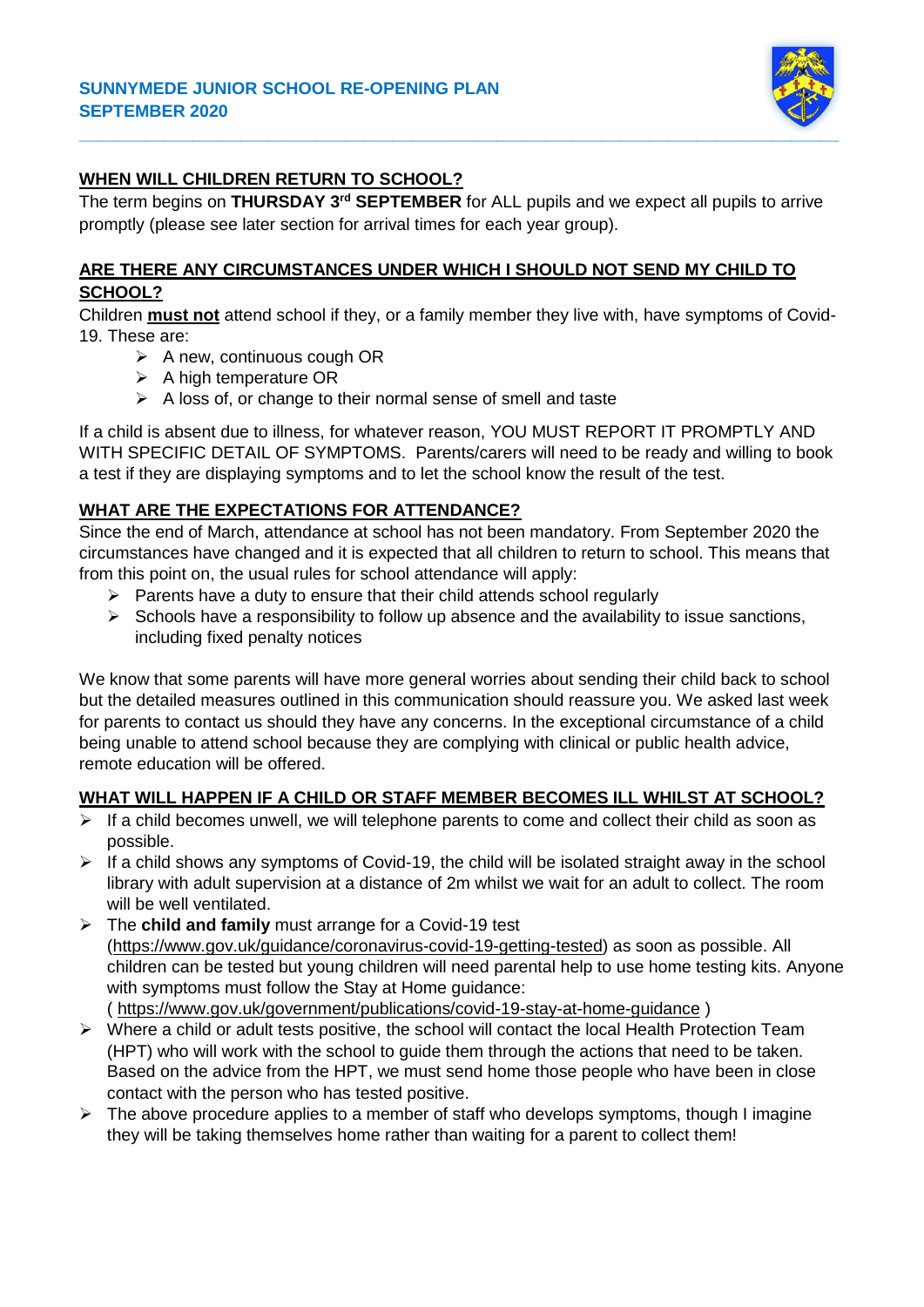**SUNNYMEDE JUNIOR SCHOOL RE-OPENING PLAN**
**SEPTEMBER 2020**

## WHEN WILL CHILDREN RETURN TO SCHOOL?

The term begins on **THURSDAY 3rd SEPTEMBER** for ALL pupils and we expect all pupils to arrive promptly (please see later section for arrival times for each year group).

## ARE THERE ANY CIRCUMSTANCES UNDER WHICH I SHOULD NOT SEND MY CHILD TO SCHOOL?

Children **must not** attend school if they, or a family member they live with, have symptoms of Covid-19. These are:

- A new, continuous cough OR
- A high temperature OR
- A loss of, or change to their normal sense of smell and taste

If a child is absent due to illness, for whatever reason, YOU MUST REPORT IT PROMPTLY AND WITH SPECIFIC DETAIL OF SYMPTOMS. Parents/carers will need to be ready and willing to book a test if they are displaying symptoms and to let the school know the result of the test.

## WHAT ARE THE EXPECTATIONS FOR ATTENDANCE?

Since the end of March, attendance at school has not been mandatory. From September 2020 the circumstances have changed and it is expected that all children to return to school. This means that from this point on, the usual rules for school attendance will apply:

- Parents have a duty to ensure that their child attends school regularly
- Schools have a responsibility to follow up absence and the availability to issue sanctions, including fixed penalty notices

We know that some parents will have more general worries about sending their child back to school but the detailed measures outlined in this communication should reassure you. We asked last week for parents to contact us should they have any concerns. In the exceptional circumstance of a child being unable to attend school because they are complying with clinical or public health advice, remote education will be offered.

## WHAT WILL HAPPEN IF A CHILD OR STAFF MEMBER BECOMES ILL WHILST AT SCHOOL?

- If a child becomes unwell, we will telephone parents to come and collect their child as soon as possible.
- If a child shows any symptoms of Covid-19, the child will be isolated straight away in the school library with adult supervision at a distance of 2m whilst we wait for an adult to collect. The room will be well ventilated.
- The **child and family** must arrange for a Covid-19 test (https://www.gov.uk/guidance/coronavirus-covid-19-getting-tested) as soon as possible. All children can be tested but young children will need parental help to use home testing kits. Anyone with symptoms must follow the Stay at Home guidance: ( https://www.gov.uk/government/publications/covid-19-stay-at-home-guidance )
- Where a child or adult tests positive, the school will contact the local Health Protection Team (HPT) who will work with the school to guide them through the actions that need to be taken. Based on the advice from the HPT, we must send home those people who have been in close contact with the person who has tested positive.
- The above procedure applies to a member of staff who develops symptoms, though I imagine they will be taking themselves home rather than waiting for a parent to collect them!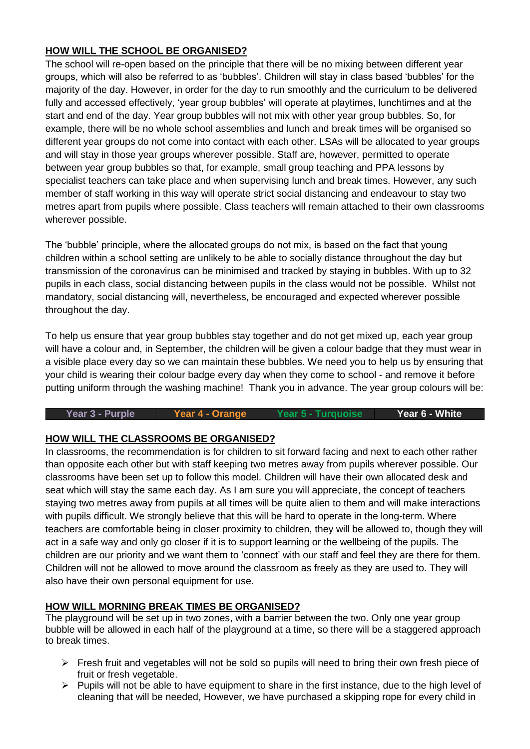## HOW WILL THE SCHOOL BE ORGANISED?

The school will re-open based on the principle that there will be no mixing between different year groups, which will also be referred to as 'bubbles'. Children will stay in class based 'bubbles' for the majority of the day. However, in order for the day to run smoothly and the curriculum to be delivered fully and accessed effectively, 'year group bubbles' will operate at playtimes, lunchtimes and at the start and end of the day. Year group bubbles will not mix with other year group bubbles. So, for example, there will be no whole school assemblies and lunch and break times will be organised so different year groups do not come into contact with each other. LSAs will be allocated to year groups and will stay in those year groups wherever possible. Staff are, however, permitted to operate between year group bubbles so that, for example, small group teaching and PPA lessons by specialist teachers can take place and when supervising lunch and break times. However, any such member of staff working in this way will operate strict social distancing and endeavour to stay two metres apart from pupils where possible. Class teachers will remain attached to their own classrooms wherever possible.

The 'bubble' principle, where the allocated groups do not mix, is based on the fact that young children within a school setting are unlikely to be able to socially distance throughout the day but transmission of the coronavirus can be minimised and tracked by staying in bubbles. With up to 32 pupils in each class, social distancing between pupils in the class would not be possible. Whilst not mandatory, social distancing will, nevertheless, be encouraged and expected wherever possible throughout the day.

To help us ensure that year group bubbles stay together and do not get mixed up, each year group will have a colour and, in September, the children will be given a colour badge that they must wear in a visible place every day so we can maintain these bubbles. We need you to help us by ensuring that your child is wearing their colour badge every day when they come to school - and remove it before putting uniform through the washing machine! Thank you in advance. The year group colours will be:

| Year 3 - Purple | Year 4 - Orange | Year 5 - Turquoise | Year 6 - White |
|---|---|---|---|

## HOW WILL THE CLASSROOMS BE ORGANISED?

In classrooms, the recommendation is for children to sit forward facing and next to each other rather than opposite each other but with staff keeping two metres away from pupils wherever possible. Our classrooms have been set up to follow this model. Children will have their own allocated desk and seat which will stay the same each day. As I am sure you will appreciate, the concept of teachers staying two metres away from pupils at all times will be quite alien to them and will make interactions with pupils difficult. We strongly believe that this will be hard to operate in the long-term. Where teachers are comfortable being in closer proximity to children, they will be allowed to, though they will act in a safe way and only go closer if it is to support learning or the wellbeing of the pupils. The children are our priority and we want them to 'connect' with our staff and feel they are there for them. Children will not be allowed to move around the classroom as freely as they are used to. They will also have their own personal equipment for use.

## HOW WILL MORNING BREAK TIMES BE ORGANISED?

The playground will be set up in two zones, with a barrier between the two. Only one year group bubble will be allowed in each half of the playground at a time, so there will be a staggered approach to break times.

- Fresh fruit and vegetables will not be sold so pupils will need to bring their own fresh piece of fruit or fresh vegetable.
- Pupils will not be able to have equipment to share in the first instance, due to the high level of cleaning that will be needed, However, we have purchased a skipping rope for every child in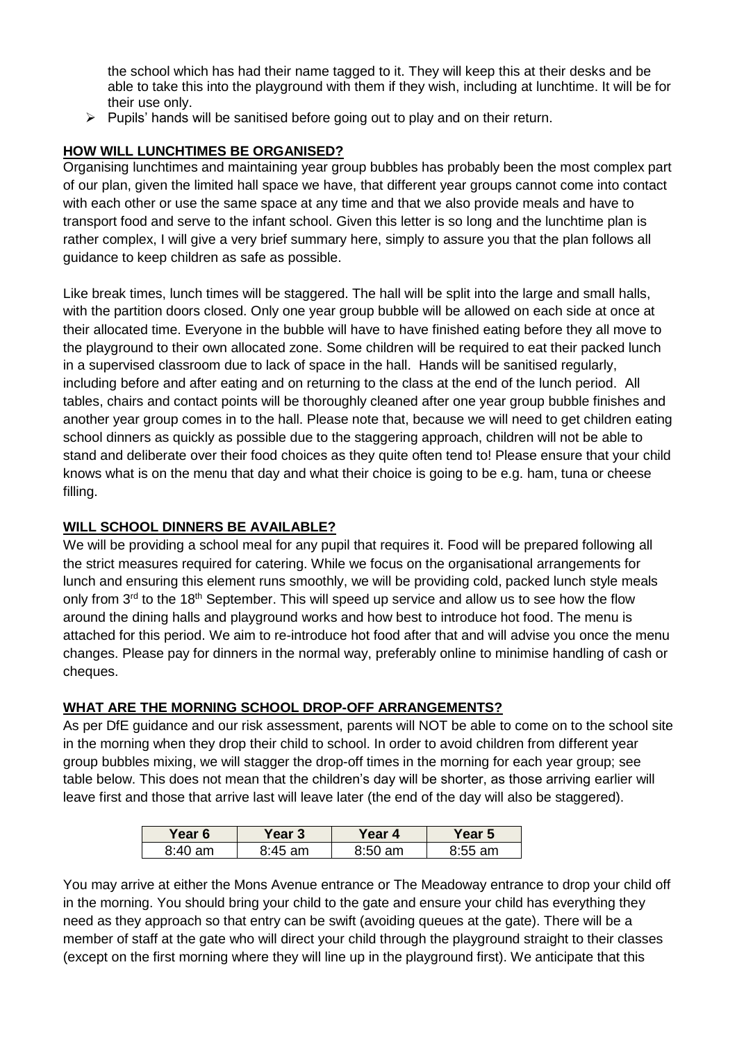the school which has had their name tagged to it. They will keep this at their desks and be able to take this into the playground with them if they wish, including at lunchtime. It will be for their use only.

- Pupils' hands will be sanitised before going out to play and on their return.

**HOW WILL LUNCHTIMES BE ORGANISED?**

Organising lunchtimes and maintaining year group bubbles has probably been the most complex part of our plan, given the limited hall space we have, that different year groups cannot come into contact with each other or use the same space at any time and that we also provide meals and have to transport food and serve to the infant school. Given this letter is so long and the lunchtime plan is rather complex, I will give a very brief summary here, simply to assure you that the plan follows all guidance to keep children as safe as possible.

Like break times, lunch times will be staggered. The hall will be split into the large and small halls, with the partition doors closed. Only one year group bubble will be allowed on each side at once at their allocated time. Everyone in the bubble will have to have finished eating before they all move to the playground to their own allocated zone. Some children will be required to eat their packed lunch in a supervised classroom due to lack of space in the hall. Hands will be sanitised regularly, including before and after eating and on returning to the class at the end of the lunch period. All tables, chairs and contact points will be thoroughly cleaned after one year group bubble finishes and another year group comes in to the hall. Please note that, because we will need to get children eating school dinners as quickly as possible due to the staggering approach, children will not be able to stand and deliberate over their food choices as they quite often tend to! Please ensure that your child knows what is on the menu that day and what their choice is going to be e.g. ham, tuna or cheese filling.

**WILL SCHOOL DINNERS BE AVAILABLE?**

We will be providing a school meal for any pupil that requires it. Food will be prepared following all the strict measures required for catering. While we focus on the organisational arrangements for lunch and ensuring this element runs smoothly, we will be providing cold, packed lunch style meals only from 3rd to the 18th September. This will speed up service and allow us to see how the flow around the dining halls and playground works and how best to introduce hot food. The menu is attached for this period. We aim to re-introduce hot food after that and will advise you once the menu changes. Please pay for dinners in the normal way, preferably online to minimise handling of cash or cheques.

**WHAT ARE THE MORNING SCHOOL DROP-OFF ARRANGEMENTS?**

As per DfE guidance and our risk assessment, parents will NOT be able to come on to the school site in the morning when they drop their child to school. In order to avoid children from different year group bubbles mixing, we will stagger the drop-off times in the morning for each year group; see table below. This does not mean that the children's day will be shorter, as those arriving earlier will leave first and those that arrive last will leave later (the end of the day will also be staggered).

| Year 6 | Year 3 | Year 4 | Year 5 |
|---|---|---|---|
| 8:40 am | 8:45 am | 8:50 am | 8:55 am |

You may arrive at either the Mons Avenue entrance or The Meadoway entrance to drop your child off in the morning. You should bring your child to the gate and ensure your child has everything they need as they approach so that entry can be swift (avoiding queues at the gate). There will be a member of staff at the gate who will direct your child through the playground straight to their classes (except on the first morning where they will line up in the playground first). We anticipate that this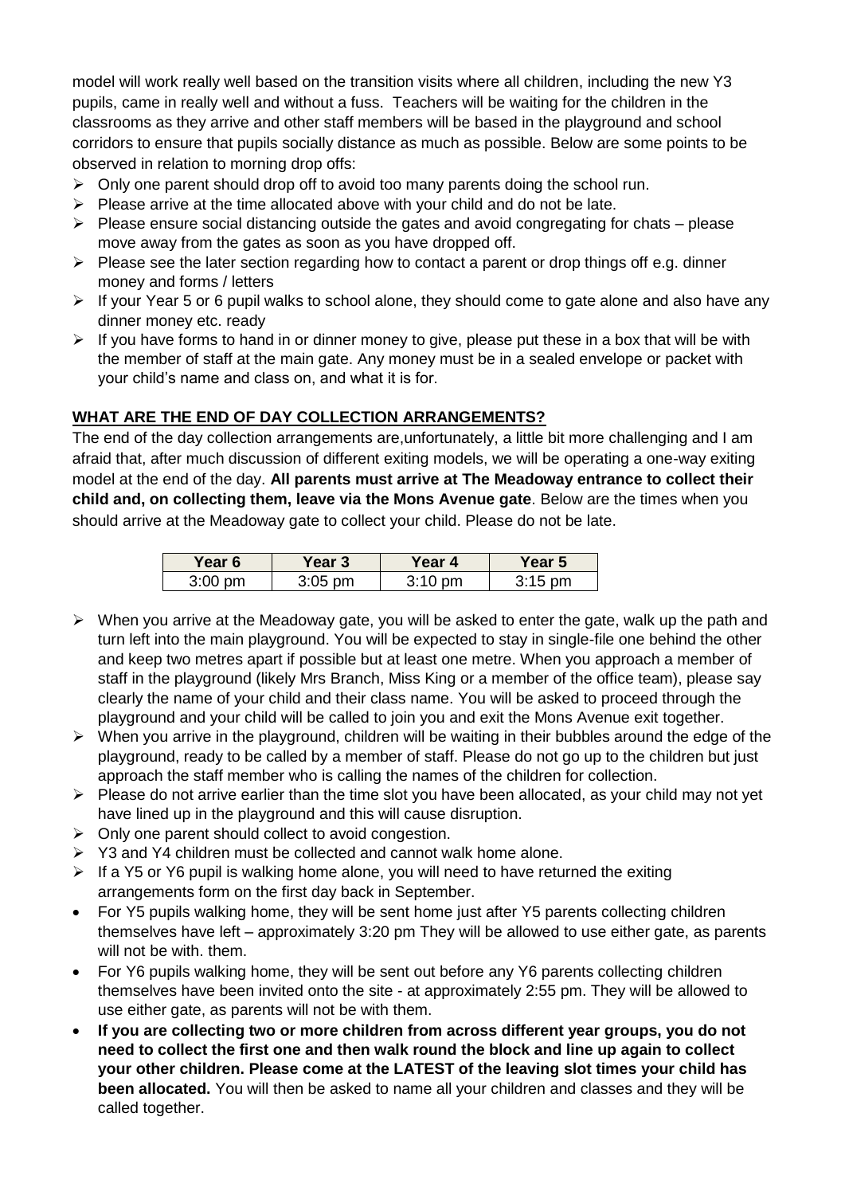model will work really well based on the transition visits where all children, including the new Y3 pupils, came in really well and without a fuss. Teachers will be waiting for the children in the classrooms as they arrive and other staff members will be based in the playground and school corridors to ensure that pupils socially distance as much as possible. Below are some points to be observed in relation to morning drop offs:

- Only one parent should drop off to avoid too many parents doing the school run.
- Please arrive at the time allocated above with your child and do not be late.
- Please ensure social distancing outside the gates and avoid congregating for chats – please move away from the gates as soon as you have dropped off.
- Please see the later section regarding how to contact a parent or drop things off e.g. dinner money and forms / letters
- If your Year 5 or 6 pupil walks to school alone, they should come to gate alone and also have any dinner money etc. ready
- If you have forms to hand in or dinner money to give, please put these in a box that will be with the member of staff at the main gate. Any money must be in a sealed envelope or packet with your child's name and class on, and what it is for.

## WHAT ARE THE END OF DAY COLLECTION ARRANGEMENTS?

The end of the day collection arrangements are,unfortunately, a little bit more challenging and I am afraid that, after much discussion of different exiting models, we will be operating a one-way exiting model at the end of the day. **All parents must arrive at The Meadoway entrance to collect their child and, on collecting them, leave via the Mons Avenue gate**. Below are the times when you should arrive at the Meadoway gate to collect your child. Please do not be late.

| Year 6 | Year 3 | Year 4 | Year 5 |
|---|---|---|---|
| 3:00 pm | 3:05 pm | 3:10 pm | 3:15 pm |

- When you arrive at the Meadoway gate, you will be asked to enter the gate, walk up the path and turn left into the main playground. You will be expected to stay in single-file one behind the other and keep two metres apart if possible but at least one metre. When you approach a member of staff in the playground (likely Mrs Branch, Miss King or a member of the office team), please say clearly the name of your child and their class name. You will be asked to proceed through the playground and your child will be called to join you and exit the Mons Avenue exit together.
- When you arrive in the playground, children will be waiting in their bubbles around the edge of the playground, ready to be called by a member of staff. Please do not go up to the children but just approach the staff member who is calling the names of the children for collection.
- Please do not arrive earlier than the time slot you have been allocated, as your child may not yet have lined up in the playground and this will cause disruption.
- Only one parent should collect to avoid congestion.
- Y3 and Y4 children must be collected and cannot walk home alone.
- If a Y5 or Y6 pupil is walking home alone, you will need to have returned the exiting arrangements form on the first day back in September.

- For Y5 pupils walking home, they will be sent home just after Y5 parents collecting children themselves have left – approximately 3:20 pm They will be allowed to use either gate, as parents will not be with. them.
- For Y6 pupils walking home, they will be sent out before any Y6 parents collecting children themselves have been invited onto the site - at approximately 2:55 pm. They will be allowed to use either gate, as parents will not be with them.
- **If you are collecting two or more children from across different year groups, you do not need to collect the first one and then walk round the block and line up again to collect your other children. Please come at the LATEST of the leaving slot times your child has been allocated.** You will then be asked to name all your children and classes and they will be called together.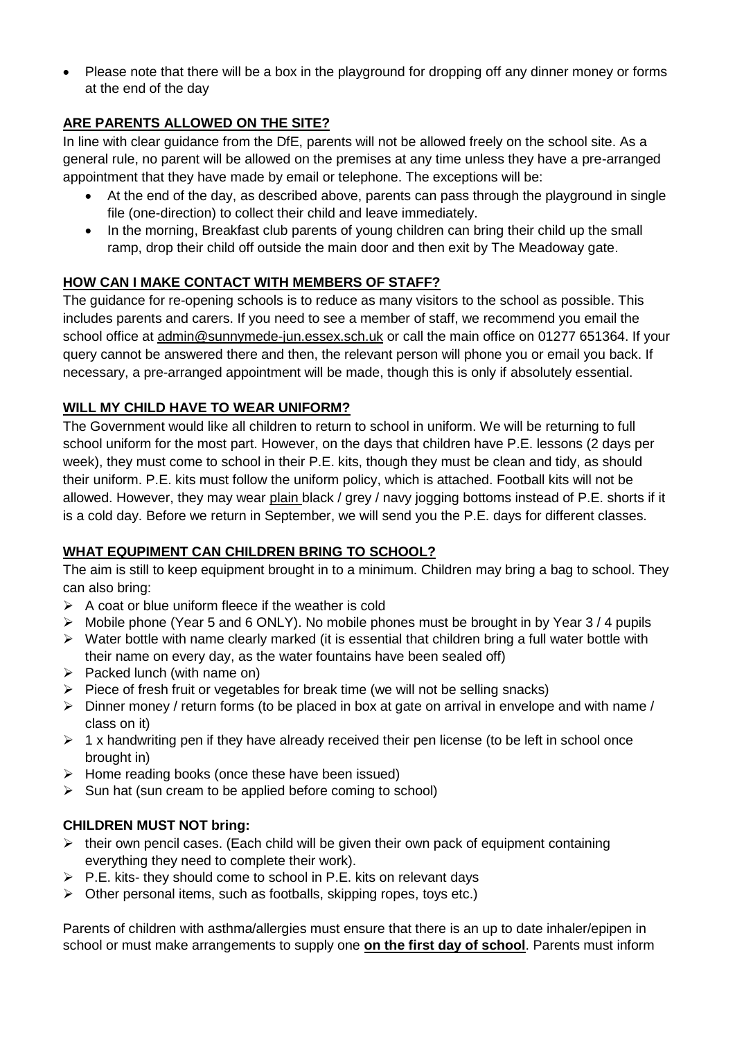- Please note that there will be a box in the playground for dropping off any dinner money or forms at the end of the day

## ARE PARENTS ALLOWED ON THE SITE?

In line with clear guidance from the DfE, parents will not be allowed freely on the school site. As a general rule, no parent will be allowed on the premises at any time unless they have a pre-arranged appointment that they have made by email or telephone. The exceptions will be:

- At the end of the day, as described above, parents can pass through the playground in single file (one-direction) to collect their child and leave immediately.
- In the morning, Breakfast club parents of young children can bring their child up the small ramp, drop their child off outside the main door and then exit by The Meadoway gate.

## HOW CAN I MAKE CONTACT WITH MEMBERS OF STAFF?

The guidance for re-opening schools is to reduce as many visitors to the school as possible. This includes parents and carers. If you need to see a member of staff, we recommend you email the school office at admin@sunnymede-jun.essex.sch.uk or call the main office on 01277 651364. If your query cannot be answered there and then, the relevant person will phone you or email you back. If necessary, a pre-arranged appointment will be made, though this is only if absolutely essential.

## WILL MY CHILD HAVE TO WEAR UNIFORM?

The Government would like all children to return to school in uniform. We will be returning to full school uniform for the most part. However, on the days that children have P.E. lessons (2 days per week), they must come to school in their P.E. kits, though they must be clean and tidy, as should their uniform. P.E. kits must follow the uniform policy, which is attached. Football kits will not be allowed. However, they may wear plain black / grey / navy jogging bottoms instead of P.E. shorts if it is a cold day. Before we return in September, we will send you the P.E. days for different classes.

## WHAT EQUPIMENT CAN CHILDREN BRING TO SCHOOL?

The aim is still to keep equipment brought in to a minimum. Children may bring a bag to school. They can also bring:

- A coat or blue uniform fleece if the weather is cold
- Mobile phone (Year 5 and 6 ONLY). No mobile phones must be brought in by Year 3 / 4 pupils
- Water bottle with name clearly marked (it is essential that children bring a full water bottle with their name on every day, as the water fountains have been sealed off)
- Packed lunch (with name on)
- Piece of fresh fruit or vegetables for break time (we will not be selling snacks)
- Dinner money / return forms (to be placed in box at gate on arrival in envelope and with name / class on it)
- 1 x handwriting pen if they have already received their pen license (to be left in school once brought in)
- Home reading books (once these have been issued)
- Sun hat (sun cream to be applied before coming to school)

**CHILDREN MUST NOT bring:**

- their own pencil cases. (Each child will be given their own pack of equipment containing everything they need to complete their work).
- P.E. kits- they should come to school in P.E. kits on relevant days
- Other personal items, such as footballs, skipping ropes, toys etc.)

Parents of children with asthma/allergies must ensure that there is an up to date inhaler/epipen in school or must make arrangements to supply one **on the first day of school**. Parents must inform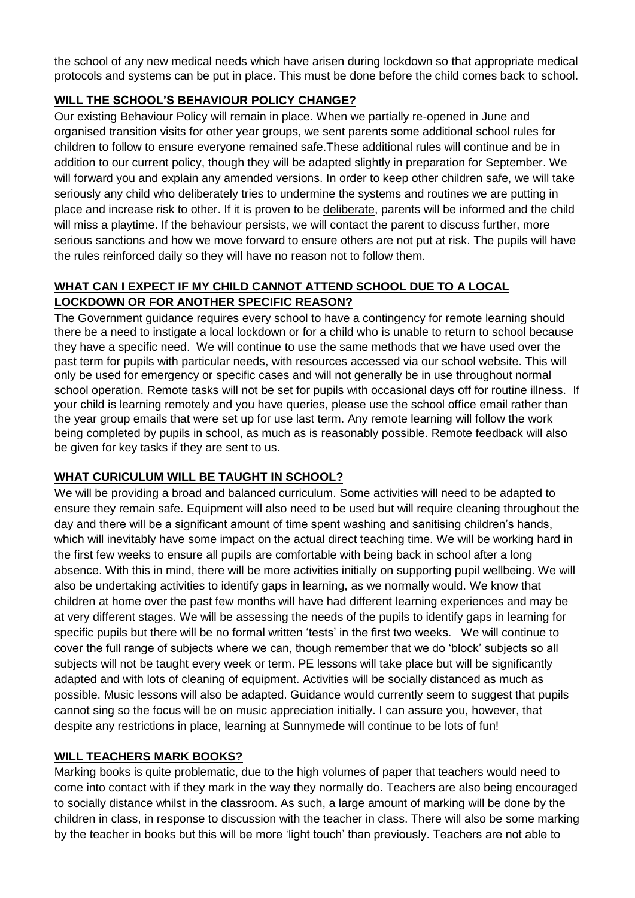the school of any new medical needs which have arisen during lockdown so that appropriate medical protocols and systems can be put in place. This must be done before the child comes back to school.

## WILL THE SCHOOL'S BEHAVIOUR POLICY CHANGE?

Our existing Behaviour Policy will remain in place. When we partially re-opened in June and organised transition visits for other year groups, we sent parents some additional school rules for children to follow to ensure everyone remained safe.These additional rules will continue and be in addition to our current policy, though they will be adapted slightly in preparation for September. We will forward you and explain any amended versions. In order to keep other children safe, we will take seriously any child who deliberately tries to undermine the systems and routines we are putting in place and increase risk to other. If it is proven to be <u>deliberate</u>, parents will be informed and the child will miss a playtime. If the behaviour persists, we will contact the parent to discuss further, more serious sanctions and how we move forward to ensure others are not put at risk. The pupils will have the rules reinforced daily so they will have no reason not to follow them.

## WHAT CAN I EXPECT IF MY CHILD CANNOT ATTEND SCHOOL DUE TO A LOCAL LOCKDOWN OR FOR ANOTHER SPECIFIC REASON?

The Government guidance requires every school to have a contingency for remote learning should there be a need to instigate a local lockdown or for a child who is unable to return to school because they have a specific need. We will continue to use the same methods that we have used over the past term for pupils with particular needs, with resources accessed via our school website. This will only be used for emergency or specific cases and will not generally be in use throughout normal school operation. Remote tasks will not be set for pupils with occasional days off for routine illness. If your child is learning remotely and you have queries, please use the school office email rather than the year group emails that were set up for use last term. Any remote learning will follow the work being completed by pupils in school, as much as is reasonably possible. Remote feedback will also be given for key tasks if they are sent to us.

## WHAT CURICULUM WILL BE TAUGHT IN SCHOOL?

We will be providing a broad and balanced curriculum. Some activities will need to be adapted to ensure they remain safe. Equipment will also need to be used but will require cleaning throughout the day and there will be a significant amount of time spent washing and sanitising children's hands, which will inevitably have some impact on the actual direct teaching time. We will be working hard in the first few weeks to ensure all pupils are comfortable with being back in school after a long absence. With this in mind, there will be more activities initially on supporting pupil wellbeing. We will also be undertaking activities to identify gaps in learning, as we normally would. We know that children at home over the past few months will have had different learning experiences and may be at very different stages. We will be assessing the needs of the pupils to identify gaps in learning for specific pupils but there will be no formal written 'tests' in the first two weeks. We will continue to cover the full range of subjects where we can, though remember that we do 'block' subjects so all subjects will not be taught every week or term. PE lessons will take place but will be significantly adapted and with lots of cleaning of equipment. Activities will be socially distanced as much as possible. Music lessons will also be adapted. Guidance would currently seem to suggest that pupils cannot sing so the focus will be on music appreciation initially. I can assure you, however, that despite any restrictions in place, learning at Sunnymede will continue to be lots of fun!

## WILL TEACHERS MARK BOOKS?

Marking books is quite problematic, due to the high volumes of paper that teachers would need to come into contact with if they mark in the way they normally do. Teachers are also being encouraged to socially distance whilst in the classroom. As such, a large amount of marking will be done by the children in class, in response to discussion with the teacher in class. There will also be some marking by the teacher in books but this will be more 'light touch' than previously. Teachers are not able to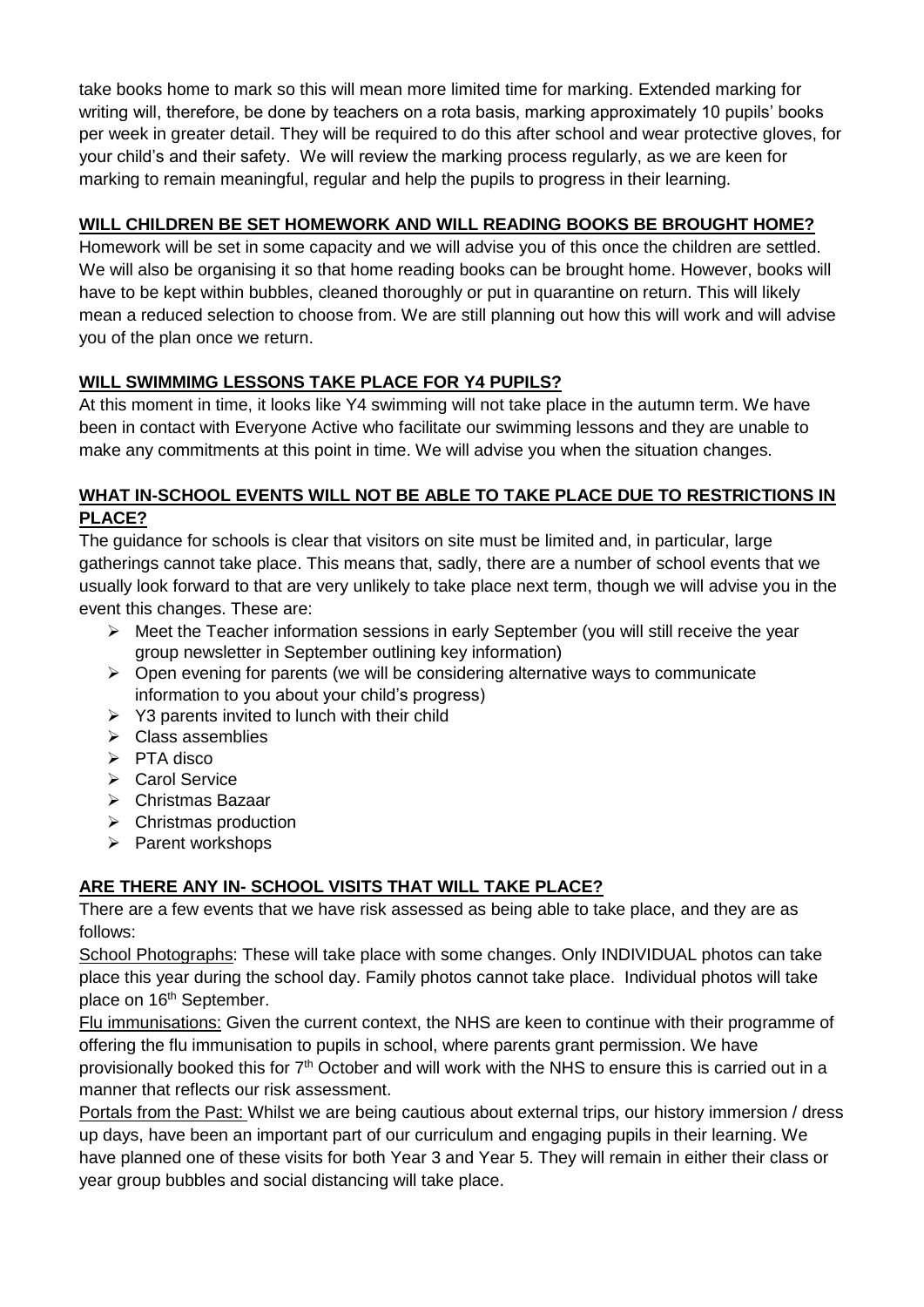take books home to mark so this will mean more limited time for marking. Extended marking for writing will, therefore, be done by teachers on a rota basis, marking approximately 10 pupils' books per week in greater detail. They will be required to do this after school and wear protective gloves, for your child's and their safety. We will review the marking process regularly, as we are keen for marking to remain meaningful, regular and help the pupils to progress in their learning.

## WILL CHILDREN BE SET HOMEWORK AND WILL READING BOOKS BE BROUGHT HOME?

Homework will be set in some capacity and we will advise you of this once the children are settled. We will also be organising it so that home reading books can be brought home. However, books will have to be kept within bubbles, cleaned thoroughly or put in quarantine on return. This will likely mean a reduced selection to choose from. We are still planning out how this will work and will advise you of the plan once we return.

## WILL SWIMMIMG LESSONS TAKE PLACE FOR Y4 PUPILS?

At this moment in time, it looks like Y4 swimming will not take place in the autumn term. We have been in contact with Everyone Active who facilitate our swimming lessons and they are unable to make any commitments at this point in time. We will advise you when the situation changes.

## WHAT IN-SCHOOL EVENTS WILL NOT BE ABLE TO TAKE PLACE DUE TO RESTRICTIONS IN PLACE?

The guidance for schools is clear that visitors on site must be limited and, in particular, large gatherings cannot take place. This means that, sadly, there are a number of school events that we usually look forward to that are very unlikely to take place next term, though we will advise you in the event this changes. These are:

- Meet the Teacher information sessions in early September (you will still receive the year group newsletter in September outlining key information)
- Open evening for parents (we will be considering alternative ways to communicate information to you about your child's progress)
- Y3 parents invited to lunch with their child
- Class assemblies
- PTA disco
- Carol Service
- Christmas Bazaar
- Christmas production
- Parent workshops

## ARE THERE ANY IN- SCHOOL VISITS THAT WILL TAKE PLACE?

There are a few events that we have risk assessed as being able to take place, and they are as follows:

School Photographs: These will take place with some changes. Only INDIVIDUAL photos can take place this year during the school day. Family photos cannot take place. Individual photos will take place on 16th September.

Flu immunisations: Given the current context, the NHS are keen to continue with their programme of offering the flu immunisation to pupils in school, where parents grant permission. We have provisionally booked this for 7th October and will work with the NHS to ensure this is carried out in a manner that reflects our risk assessment.

Portals from the Past: Whilst we are being cautious about external trips, our history immersion / dress up days, have been an important part of our curriculum and engaging pupils in their learning. We have planned one of these visits for both Year 3 and Year 5. They will remain in either their class or year group bubbles and social distancing will take place.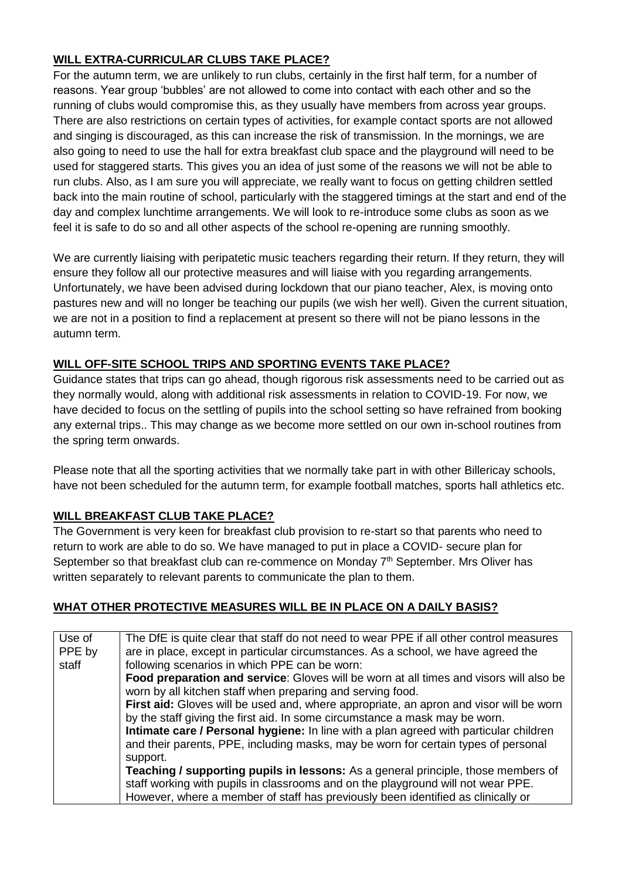## WILL EXTRA-CURRICULAR CLUBS TAKE PLACE?

For the autumn term, we are unlikely to run clubs, certainly in the first half term, for a number of reasons. Year group 'bubbles' are not allowed to come into contact with each other and so the running of clubs would compromise this, as they usually have members from across year groups. There are also restrictions on certain types of activities, for example contact sports are not allowed and singing is discouraged, as this can increase the risk of transmission. In the mornings, we are also going to need to use the hall for extra breakfast club space and the playground will need to be used for staggered starts. This gives you an idea of just some of the reasons we will not be able to run clubs. Also, as I am sure you will appreciate, we really want to focus on getting children settled back into the main routine of school, particularly with the staggered timings at the start and end of the day and complex lunchtime arrangements. We will look to re-introduce some clubs as soon as we feel it is safe to do so and all other aspects of the school re-opening are running smoothly.

We are currently liaising with peripatetic music teachers regarding their return. If they return, they will ensure they follow all our protective measures and will liaise with you regarding arrangements. Unfortunately, we have been advised during lockdown that our piano teacher, Alex, is moving onto pastures new and will no longer be teaching our pupils (we wish her well). Given the current situation, we are not in a position to find a replacement at present so there will not be piano lessons in the autumn term.

## WILL OFF-SITE SCHOOL TRIPS AND SPORTING EVENTS TAKE PLACE?

Guidance states that trips can go ahead, though rigorous risk assessments need to be carried out as they normally would, along with additional risk assessments in relation to COVID-19. For now, we have decided to focus on the settling of pupils into the school setting so have refrained from booking any external trips.. This may change as we become more settled on our own in-school routines from the spring term onwards.

Please note that all the sporting activities that we normally take part in with other Billericay schools, have not been scheduled for the autumn term, for example football matches, sports hall athletics etc.

## WILL BREAKFAST CLUB TAKE PLACE?

The Government is very keen for breakfast club provision to re-start so that parents who need to return to work are able to do so. We have managed to put in place a COVID- secure plan for September so that breakfast club can re-commence on Monday 7th September. Mrs Oliver has written separately to relevant parents to communicate the plan to them.

## WHAT OTHER PROTECTIVE MEASURES WILL BE IN PLACE ON A DAILY BASIS?

| | |
|---|---|
| Use of PPE by staff | The DfE is quite clear that staff do not need to wear PPE if all other control measures are in place, except in particular circumstances. As a school, we have agreed the following scenarios in which PPE can be worn:<br>**Food preparation and service**: Gloves will be worn at all times and visors will also be worn by all kitchen staff when preparing and serving food.<br>**First aid:** Gloves will be used and, where appropriate, an apron and visor will be worn by the staff giving the first aid. In some circumstance a mask may be worn.<br>**Intimate care / Personal hygiene:** In line with a plan agreed with particular children and their parents, PPE, including masks, may be worn for certain types of personal support.<br>**Teaching / supporting pupils in lessons:** As a general principle, those members of staff working with pupils in classrooms and on the playground will not wear PPE. However, where a member of staff has previously been identified as clinically or |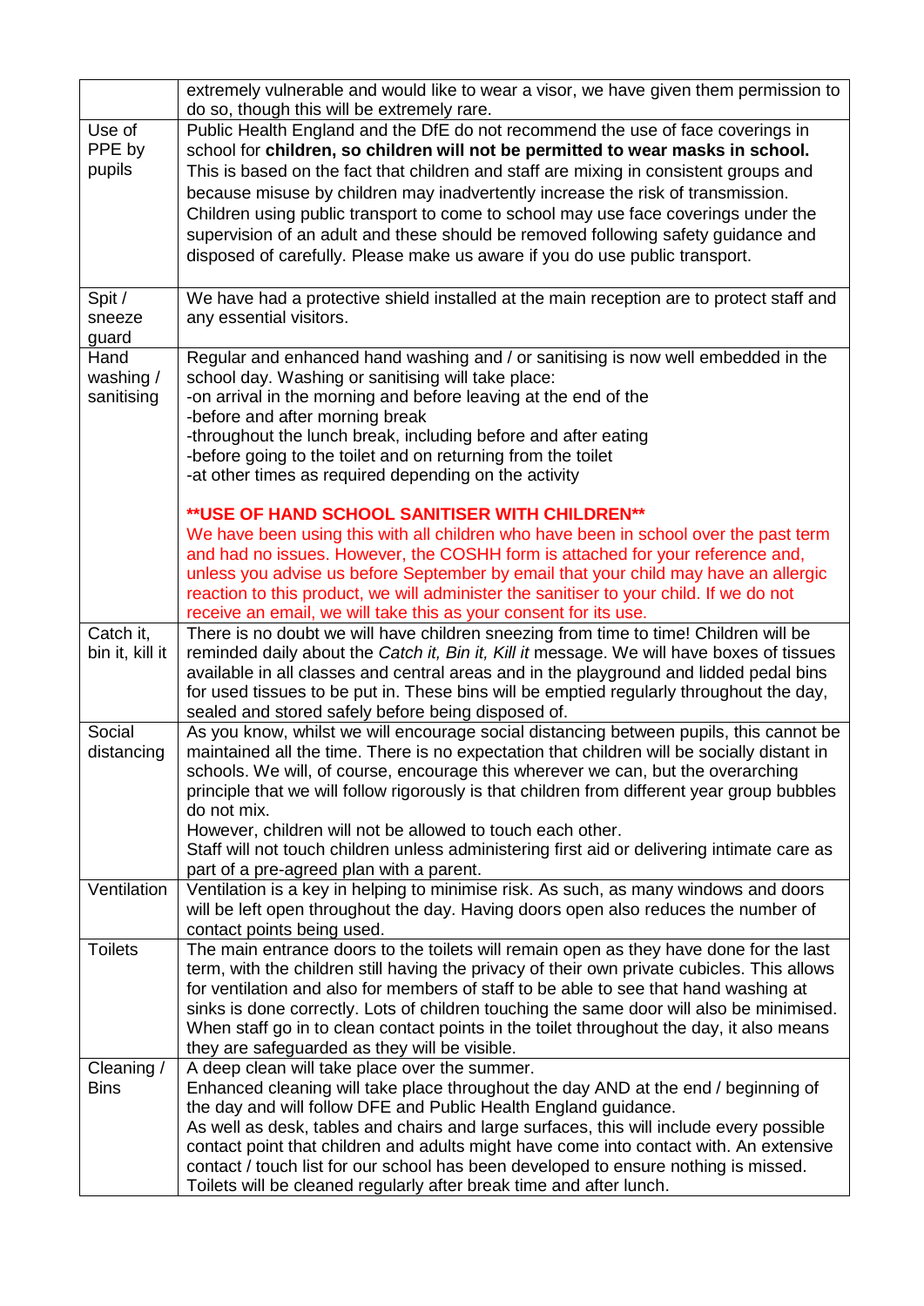| | |
|---|---|
| | extremely vulnerable and would like to wear a visor, we have given them permission to do so, though this will be extremely rare. |
| Use of PPE by pupils | Public Health England and the DfE do not recommend the use of face coverings in school for **children, so children will not be permitted to wear masks in school.** This is based on the fact that children and staff are mixing in consistent groups and because misuse by children may inadvertently increase the risk of transmission. Children using public transport to come to school may use face coverings under the supervision of an adult and these should be removed following safety guidance and disposed of carefully. Please make us aware if you do use public transport. |
| Spit / sneeze guard | We have had a protective shield installed at the main reception are to protect staff and any essential visitors. |
| Hand washing / sanitising | Regular and enhanced hand washing and / or sanitising is now well embedded in the school day. Washing or sanitising will take place:<br>-on arrival in the morning and before leaving at the end of the<br>-before and after morning break<br>-throughout the lunch break, including before and after eating<br>-before going to the toilet and on returning from the toilet<br>-at other times as required depending on the activity<br><br>**\*\*USE OF HAND SCHOOL SANITISER WITH CHILDREN\*\***<br>We have been using this with all children who have been in school over the past term and had no issues. However, the COSHH form is attached for your reference and, unless you advise us before September by email that your child may have an allergic reaction to this product, we will administer the sanitiser to your child. If we do not receive an email, we will take this as your consent for its use. |
| Catch it, bin it, kill it | There is no doubt we will have children sneezing from time to time! Children will be reminded daily about the *Catch it, Bin it, Kill it* message. We will have boxes of tissues available in all classes and central areas and in the playground and lidded pedal bins for used tissues to be put in. These bins will be emptied regularly throughout the day, sealed and stored safely before being disposed of. |
| Social distancing | As you know, whilst we will encourage social distancing between pupils, this cannot be maintained all the time. There is no expectation that children will be socially distant in schools. We will, of course, encourage this wherever we can, but the overarching principle that we will follow rigorously is that children from different year group bubbles do not mix.<br>However, children will not be allowed to touch each other.<br>Staff will not touch children unless administering first aid or delivering intimate care as part of a pre-agreed plan with a parent. |
| Ventilation | Ventilation is a key in helping to minimise risk. As such, as many windows and doors will be left open throughout the day. Having doors open also reduces the number of contact points being used. |
| Toilets | The main entrance doors to the toilets will remain open as they have done for the last term, with the children still having the privacy of their own private cubicles. This allows for ventilation and also for members of staff to be able to see that hand washing at sinks is done correctly. Lots of children touching the same door will also be minimised. When staff go in to clean contact points in the toilet throughout the day, it also means they are safeguarded as they will be visible. |
| Cleaning / Bins | A deep clean will take place over the summer.<br>Enhanced cleaning will take place throughout the day AND at the end / beginning of the day and will follow DFE and Public Health England guidance.<br>As well as desk, tables and chairs and large surfaces, this will include every possible contact point that children and adults might have come into contact with. An extensive contact / touch list for our school has been developed to ensure nothing is missed.<br>Toilets will be cleaned regularly after break time and after lunch. |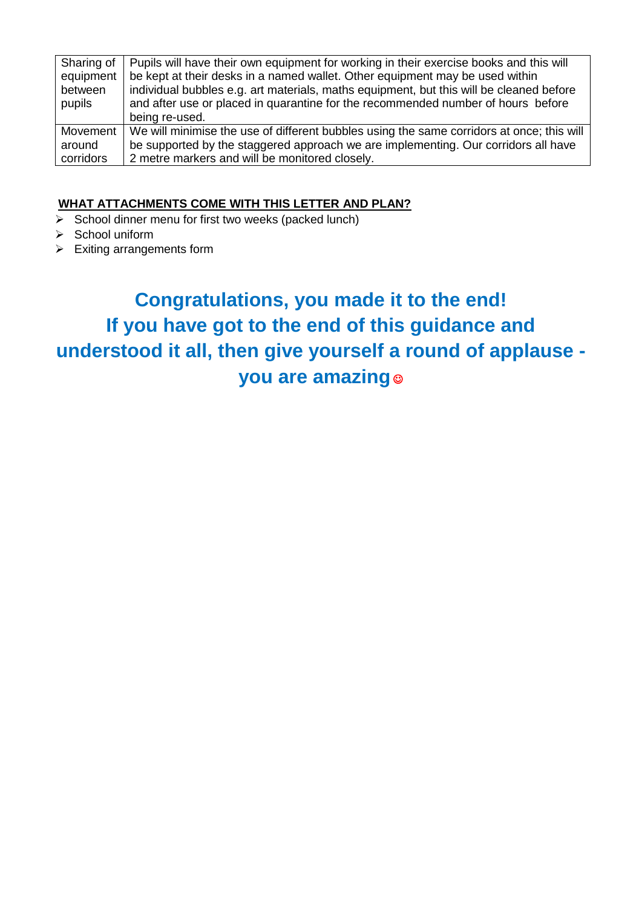| | |
|---|---|
| Sharing of equipment between pupils | Pupils will have their own equipment for working in their exercise books and this will be kept at their desks in a named wallet. Other equipment may be used within individual bubbles e.g. art materials, maths equipment, but this will be cleaned before and after use or placed in quarantine for the recommended number of hours before being re-used. |
| Movement around corridors | We will minimise the use of different bubbles using the same corridors at once; this will be supported by the staggered approach we are implementing. Our corridors all have 2 metre markers and will be monitored closely. |

**WHAT ATTACHMENTS COME WITH THIS LETTER AND PLAN?**

- School dinner menu for first two weeks (packed lunch)
- School uniform
- Exiting arrangements form

## Congratulations, you made it to the end! If you have got to the end of this guidance and understood it all, then give yourself a round of applause - you are amazing ☺